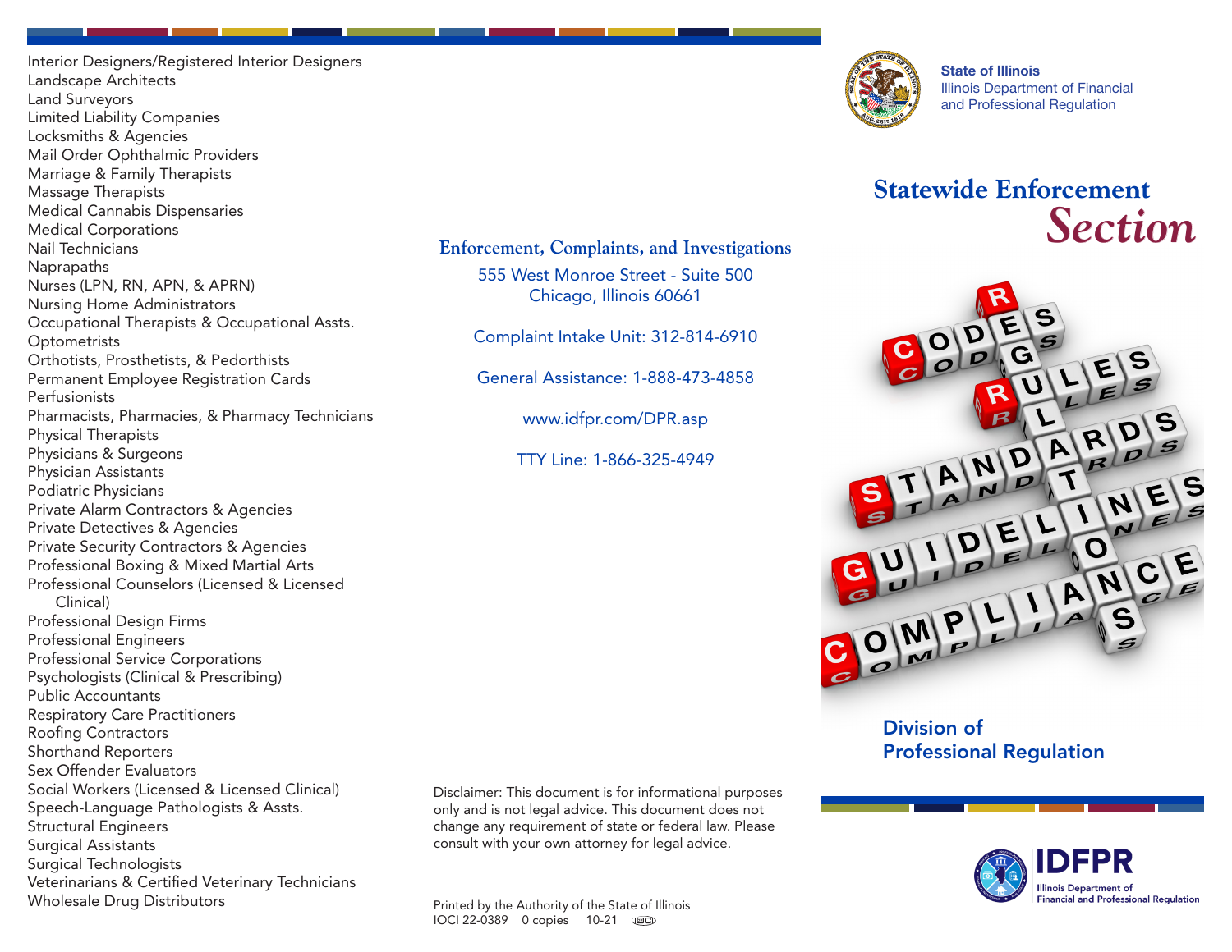- Interior Designers/Registered Interior Designers
- Landscape Architects
- Land Surveyors
- Limited Liability Companies
- Locksmiths & Agencies
- Mail Order Ophthalmic Providers
- Marriage & Family Therapists
- Massage Therapists
- Medical Cannabis Dispensaries
- Medical Corporations
- Nail Technicians
- Naprapaths
- Nurses (LPN, RN, APN, & APRN)
- Nursing Home Administrators
- Occupational Therapists & Occupational Assts.
- Optometrists
- Orthotists, Prosthetists, & Pedorthists
- Permanent Employee Registration Cards
- Perfusionists
- Pharmacists, Pharmacies, & Pharmacy Technicians
- Physical Therapists
- Physicians & Surgeons
- Physician Assistants
- Podiatric Physicians
- Private Alarm Contractors & Agencies
- Private Detectives & Agencies
- Private Security Contractors & Agencies
- Professional Boxing & Mixed Martial Arts
- Professional Counselors (Licensed & Licensed Clinical)
- Professional Design Firms
- Professional Engineers
- Professional Service Corporations
- Psychologists (Clinical & Prescribing)
- Public Accountants
- Respiratory Care Practitioners
- Roofing Contractors
- Shorthand Reporters
- Sex Offender Evaluators
- Social Workers (Licensed & Licensed Clinical)
- Speech-Language Pathologists & Assts.
- Structural Engineers
- Surgical Assistants
- Surgical Technologists
- Veterinarians & Certified Veterinary Technicians
- Wholesale Drug Distributors

## Enforcement, Complaints, and Investigations

555 West Monroe Street - Suite 500
Chicago, Illinois 60661

Complaint Intake Unit: 312-814-6910

General Assistance: 1-888-473-4858

www.idfpr.com/DPR.asp

TTY Line: 1-866-325-4949

Disclaimer: This document is for informational purposes only and is not legal advice. This document does not change any requirement of state or federal law. Please consult with your own attorney for legal advice.

Printed by the Authority of the State of Illinois
IOCI 22-0389 0 copies 10-21

**State of Illinois**
Illinois Department of Financial and Professional Regulation

# Statewide Enforcement *Section*

CODES
REGULATIONS
RULES
STANDARDS
GUIDELINES
COMPLIANCE

## Division of Professional Regulation

**IDFPR**
Illinois Department of Financial and Professional Regulation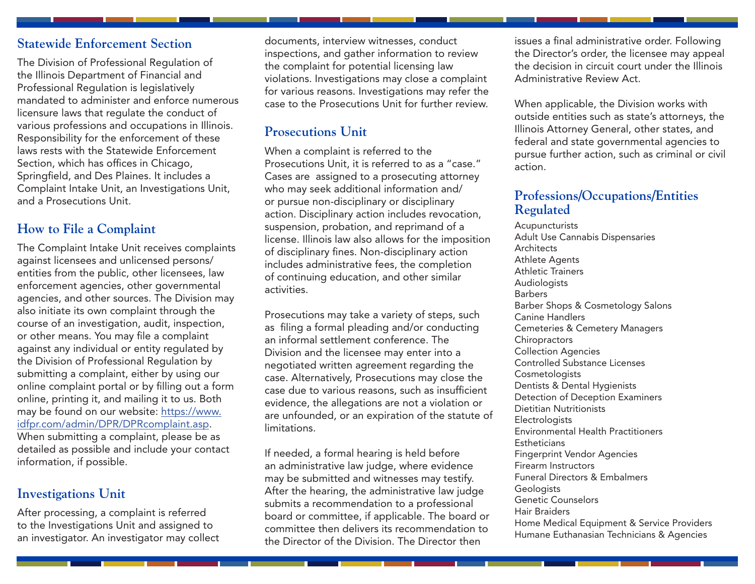## Statewide Enforcement Section

The Division of Professional Regulation of the Illinois Department of Financial and Professional Regulation is legislatively mandated to administer and enforce numerous licensure laws that regulate the conduct of various professions and occupations in Illinois. Responsibility for the enforcement of these laws rests with the Statewide Enforcement Section, which has offices in Chicago, Springfield, and Des Plaines. It includes a Complaint Intake Unit, an Investigations Unit, and a Prosecutions Unit.

## How to File a Complaint

The Complaint Intake Unit receives complaints against licensees and unlicensed persons/entities from the public, other licensees, law enforcement agencies, other governmental agencies, and other sources. The Division may also initiate its own complaint through the course of an investigation, audit, inspection, or other means. You may file a complaint against any individual or entity regulated by the Division of Professional Regulation by submitting a complaint, either by using our online complaint portal or by filling out a form online, printing it, and mailing it to us. Both may be found on our website: https://www.idfpr.com/admin/DPR/DPRcomplaint.asp. When submitting a complaint, please be as detailed as possible and include your contact information, if possible.

## Investigations Unit

After processing, a complaint is referred to the Investigations Unit and assigned to an investigator. An investigator may collect documents, interview witnesses, conduct inspections, and gather information to review the complaint for potential licensing law violations. Investigations may close a complaint for various reasons. Investigations may refer the case to the Prosecutions Unit for further review.

## Prosecutions Unit

When a complaint is referred to the Prosecutions Unit, it is referred to as a "case." Cases are assigned to a prosecuting attorney who may seek additional information and/or pursue non-disciplinary or disciplinary action. Disciplinary action includes revocation, suspension, probation, and reprimand of a license. Illinois law also allows for the imposition of disciplinary fines. Non-disciplinary action includes administrative fees, the completion of continuing education, and other similar activities.

Prosecutions may take a variety of steps, such as filing a formal pleading and/or conducting an informal settlement conference. The Division and the licensee may enter into a negotiated written agreement regarding the case. Alternatively, Prosecutions may close the case due to various reasons, such as insufficient evidence, the allegations are not a violation or are unfounded, or an expiration of the statute of limitations.

If needed, a formal hearing is held before an administrative law judge, where evidence may be submitted and witnesses may testify. After the hearing, the administrative law judge submits a recommendation to a professional board or committee, if applicable. The board or committee then delivers its recommendation to the Director of the Division. The Director then issues a final administrative order. Following the Director's order, the licensee may appeal the decision in circuit court under the Illinois Administrative Review Act.

When applicable, the Division works with outside entities such as state's attorneys, the Illinois Attorney General, other states, and federal and state governmental agencies to pursue further action, such as criminal or civil action.

## Professions/Occupations/Entities Regulated

Acupuncturists
Adult Use Cannabis Dispensaries
Architects
Athlete Agents
Athletic Trainers
Audiologists
Barbers
Barber Shops & Cosmetology Salons
Canine Handlers
Cemeteries & Cemetery Managers
Chiropractors
Collection Agencies
Controlled Substance Licenses
Cosmetologists
Dentists & Dental Hygienists
Detection of Deception Examiners
Dietitian Nutritionists
Electrologists
Environmental Health Practitioners
Estheticians
Fingerprint Vendor Agencies
Firearm Instructors
Funeral Directors & Embalmers
Geologists
Genetic Counselors
Hair Braiders
Home Medical Equipment & Service Providers
Humane Euthanasian Technicians & Agencies